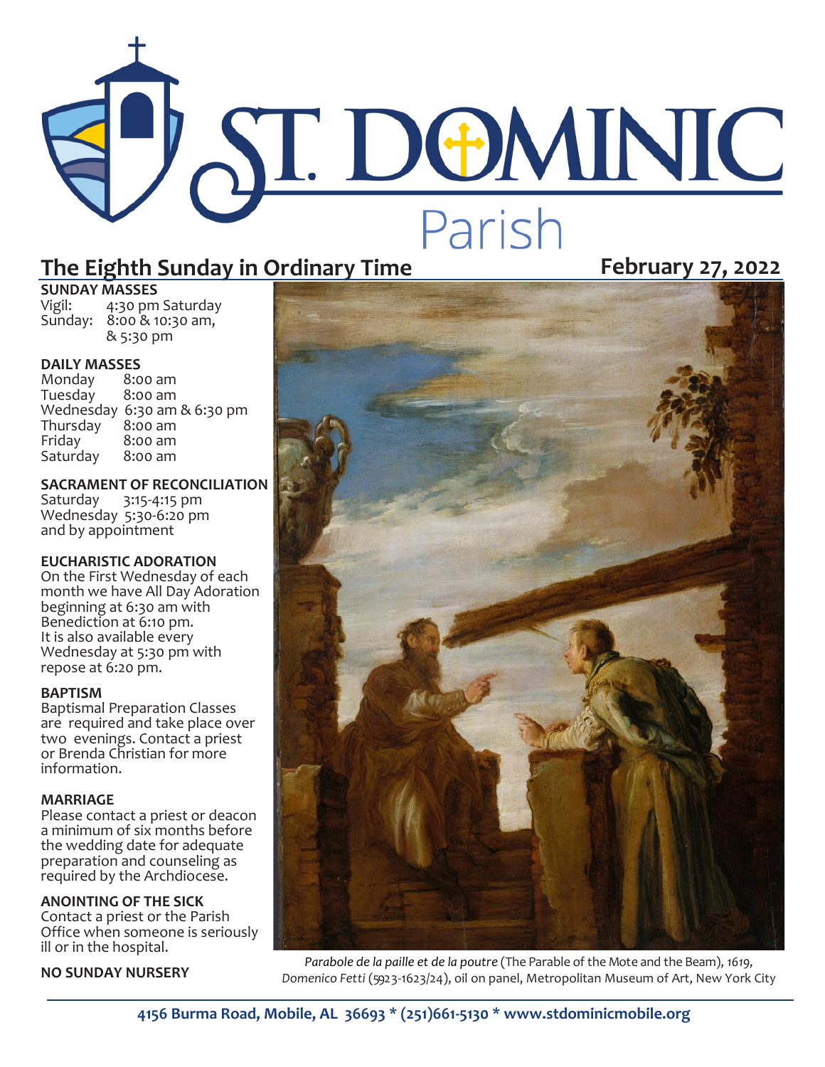# ST. DOMINIC Parish

## The Eighth Sunday in Ordinary Time

**February 27, 2022**

**SUNDAY MASSES**
Vigil: 4:30 pm Saturday
Sunday: 8:00 & 10:30 am, & 5:30 pm

**DAILY MASSES**
Monday 8:00 am
Tuesday 8:00 am
Wednesday 6:30 am & 6:30 pm
Thursday 8:00 am
Friday 8:00 am
Saturday 8:00 am

**SACRAMENT OF RECONCILIATION**
Saturday 3:15-4:15 pm
Wednesday 5:30-6:20 pm
and by appointment

**EUCHARISTIC ADORATION**
On the First Wednesday of each month we have All Day Adoration beginning at 6:30 am with Benediction at 6:10 pm.
It is also available every Wednesday at 5:30 pm with repose at 6:20 pm.

**BAPTISM**
Baptismal Preparation Classes are required and take place over two evenings. Contact a priest or Brenda Christian for more information.

**MARRIAGE**
Please contact a priest or deacon a minimum of six months before the wedding date for adequate preparation and counseling as required by the Archdiocese.

**ANOINTING OF THE SICK**
Contact a priest or the Parish Office when someone is seriously ill or in the hospital.

**NO SUNDAY NURSERY**

*Parabole de la paille et de la poutre* (The Parable of the Mote and the Beam), *1619, Domenico Fetti* (5923-1623/24), oil on panel, Metropolitan Museum of Art, New York City

**4156 Burma Road, Mobile, AL 36693 * (251)661-5130 * www.stdominicmobile.org**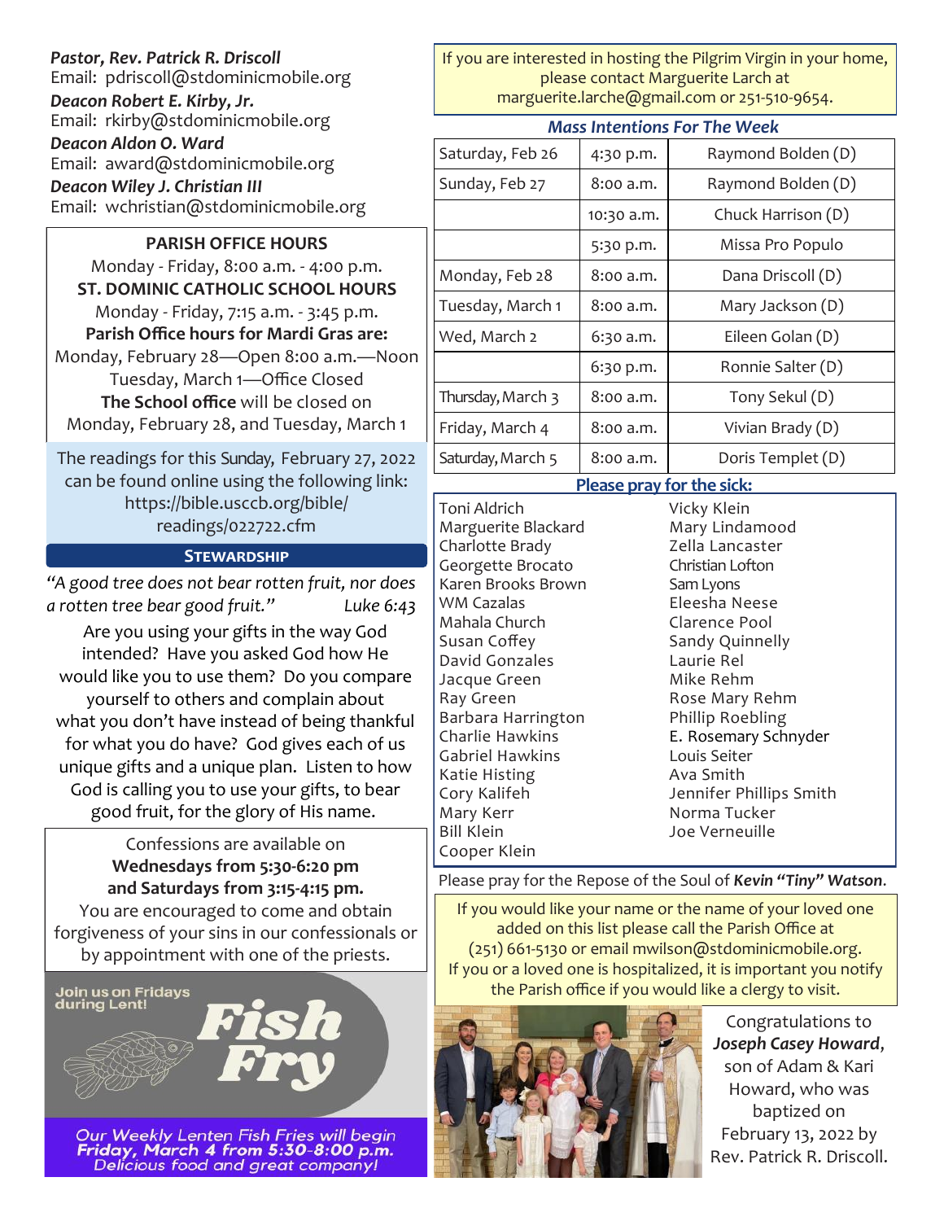***Pastor, Rev. Patrick R. Driscoll***
Email: pdriscoll@stdominicmobile.org

***Deacon Robert E. Kirby, Jr.***
Email: rkirby@stdominicmobile.org

***Deacon Aldon O. Ward***
Email: award@stdominicmobile.org

***Deacon Wiley J. Christian III***
Email: wchristian@stdominicmobile.org

**PARISH OFFICE HOURS**
Monday - Friday, 8:00 a.m. - 4:00 p.m.

**ST. DOMINIC CATHOLIC SCHOOL HOURS**
Monday - Friday, 7:15 a.m. - 3:45 p.m.

**Parish Office hours for Mardi Gras are:**
Monday, February 28—Open 8:00 a.m.—Noon
Tuesday, March 1—Office Closed

**The School office** will be closed on Monday, February 28, and Tuesday, March 1

The readings for this Sunday, February 27, 2022 can be found online using the following link: https://bible.usccb.org/bible/readings/022722.cfm

## STEWARDSHIP

*"A good tree does not bear rotten fruit, nor does a rotten tree bear good fruit." Luke 6:43*

Are you using your gifts in the way God intended? Have you asked God how He would like you to use them? Do you compare yourself to others and complain about what you don't have instead of being thankful for what you do have? God gives each of us unique gifts and a unique plan. Listen to how God is calling you to use your gifts, to bear good fruit, for the glory of His name.

Confessions are available on
**Wednesdays from 5:30-6:20 pm and Saturdays from 3:15-4:15 pm.**
You are encouraged to come and obtain forgiveness of your sins in our confessionals or by appointment with one of the priests.

Join us on Fridays during Lent! **Fish Fry**

***Our Weekly Lenten Fish Fries will begin Friday, March 4 from 5:30-8:00 p.m.***
*Delicious food and great company!*

If you are interested in hosting the Pilgrim Virgin in your home, please contact Marguerite Larch at marguerite.larche@gmail.com or 251-510-9654.

### *Mass Intentions For The Week*

| | | |
|---|---|---|
| Saturday, Feb 26 | 4:30 p.m. | Raymond Bolden (D) |
| Sunday, Feb 27 | 8:00 a.m. | Raymond Bolden (D) |
| | 10:30 a.m. | Chuck Harrison (D) |
| | 5:30 p.m. | Missa Pro Populo |
| Monday, Feb 28 | 8:00 a.m. | Dana Driscoll (D) |
| Tuesday, March 1 | 8:00 a.m. | Mary Jackson (D) |
| Wed, March 2 | 6:30 a.m. | Eileen Golan (D) |
| | 6:30 p.m. | Ronnie Salter (D) |
| Thursday, March 3 | 8:00 a.m. | Tony Sekul (D) |
| Friday, March 4 | 8:00 a.m. | Vivian Brady (D) |
| Saturday, March 5 | 8:00 a.m. | Doris Templet (D) |

### Please pray for the sick:

Toni Aldrich
Marguerite Blackard
Charlotte Brady
Georgette Brocato
Karen Brooks Brown
WM Cazalas
Mahala Church
Susan Coffey
David Gonzales
Jacque Green
Ray Green
Barbara Harrington
Charlie Hawkins
Gabriel Hawkins
Katie Histing
Cory Kalifeh
Mary Kerr
Bill Klein
Cooper Klein
Vicky Klein
Mary Lindamood
Zella Lancaster
Christian Lofton
Sam Lyons
Eleesha Neese
Clarence Pool
Sandy Quinnelly
Laurie Rel
Mike Rehm
Rose Mary Rehm
Phillip Roebling
E. Rosemary Schnyder
Louis Seiter
Ava Smith
Jennifer Phillips Smith
Norma Tucker
Joe Verneuille

Please pray for the Repose of the Soul of ***Kevin "Tiny" Watson***.

If you would like your name or the name of your loved one added on this list please call the Parish Office at (251) 661-5130 or email mwilson@stdominicmobile.org. If you or a loved one is hospitalized, it is important you notify the Parish office if you would like a clergy to visit.

Congratulations to ***Joseph Casey Howard***, son of Adam & Kari Howard, who was baptized on February 13, 2022 by Rev. Patrick R. Driscoll.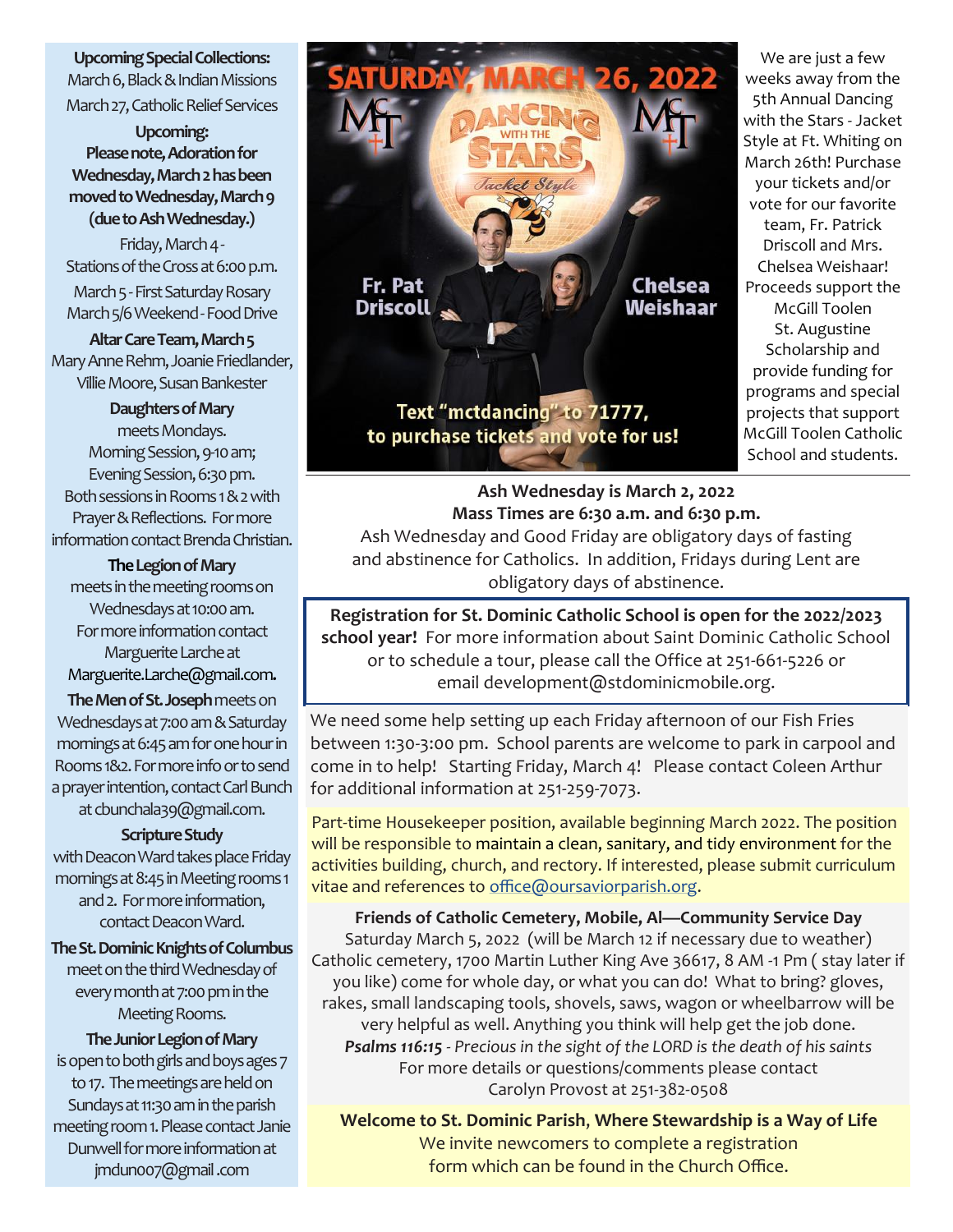**Upcoming Special Collections:**
March 6, Black & Indian Missions
March 27, Catholic Relief Services

**Upcoming:**
**Please note, Adoration for Wednesday, March 2 has been moved to Wednesday, March 9 (due to Ash Wednesday.)**

Friday, March 4 - Stations of the Cross at 6:00 p.m.

March 5 - First Saturday Rosary
March 5/6 Weekend - Food Drive

**Altar Care Team, March 5**
Mary Anne Rehm, Joanie Friedlander, Villie Moore, Susan Bankester

**Daughters of Mary**
meets Mondays.
Morning Session, 9-10 am;
Evening Session, 6:30 pm.
Both sessions in Rooms 1 & 2 with Prayer & Reflections. For more information contact Brenda Christian.

**The Legion of Mary**
meets in the meeting rooms on Wednesdays at 10:00 am. For more information contact Marguerite Larche at Marguerite.Larche@gmail.com.

**The Men of St. Joseph** meets on Wednesdays at 7:00 am & Saturday mornings at 6:45 am for one hour in Rooms 1&2. For more info or to send a prayer intention, contact Carl Bunch at cbunchala39@gmail.com.

**Scripture Study**
with Deacon Ward takes place Friday mornings at 8:45 in Meeting rooms 1 and 2. For more information, contact Deacon Ward.

**The St. Dominic Knights of Columbus** meet on the third Wednesday of every month at 7:00 pm in the Meeting Rooms.

**The Junior Legion of Mary**
is open to both girls and boys ages 7 to 17. The meetings are held on Sundays at 11:30 am in the parish meeting room 1. Please contact Janie Dunwell for more information at jmdun007@gmail .com

SATURDAY, MARCH 26, 2022
DANCING WITH THE STARS
Jacket Style
Fr. Pat Driscoll
Chelsea Weishaar
Text "mctdancing" to 71777, to purchase tickets and vote for us!

We are just a few weeks away from the 5th Annual Dancing with the Stars - Jacket Style at Ft. Whiting on March 26th! Purchase your tickets and/or vote for our favorite team, Fr. Patrick Driscoll and Mrs. Chelsea Weishaar! Proceeds support the McGill Toolen St. Augustine Scholarship and provide funding for programs and special projects that support McGill Toolen Catholic School and students.

**Ash Wednesday is March 2, 2022**
**Mass Times are 6:30 a.m. and 6:30 p.m.**
Ash Wednesday and Good Friday are obligatory days of fasting and abstinence for Catholics. In addition, Fridays during Lent are obligatory days of abstinence.

**Registration for St. Dominic Catholic School is open for the 2022/2023 school year!** For more information about Saint Dominic Catholic School or to schedule a tour, please call the Office at 251-661-5226 or email development@stdominicmobile.org.

We need some help setting up each Friday afternoon of our Fish Fries between 1:30-3:00 pm. School parents are welcome to park in carpool and come in to help! Starting Friday, March 4! Please contact Coleen Arthur for additional information at 251-259-7073.

Part-time Housekeeper position, available beginning March 2022. The position will be responsible to maintain a clean, sanitary, and tidy environment for the activities building, church, and rectory. If interested, please submit curriculum vitae and references to office@oursaviorparish.org.

**Friends of Catholic Cemetery, Mobile, Al—Community Service Day**
Saturday March 5, 2022 (will be March 12 if necessary due to weather) Catholic cemetery, 1700 Martin Luther King Ave 36617, 8 AM -1 Pm ( stay later if you like) come for whole day, or what you can do! What to bring? gloves, rakes, small landscaping tools, shovels, saws, wagon or wheelbarrow will be very helpful as well. Anything you think will help get the job done.
***Psalms 116:15*** *- Precious in the sight of the LORD is the death of his saints*
For more details or questions/comments please contact Carolyn Provost at 251-382-0508

**Welcome to St. Dominic Parish, Where Stewardship is a Way of Life**
We invite newcomers to complete a registration form which can be found in the Church Office.